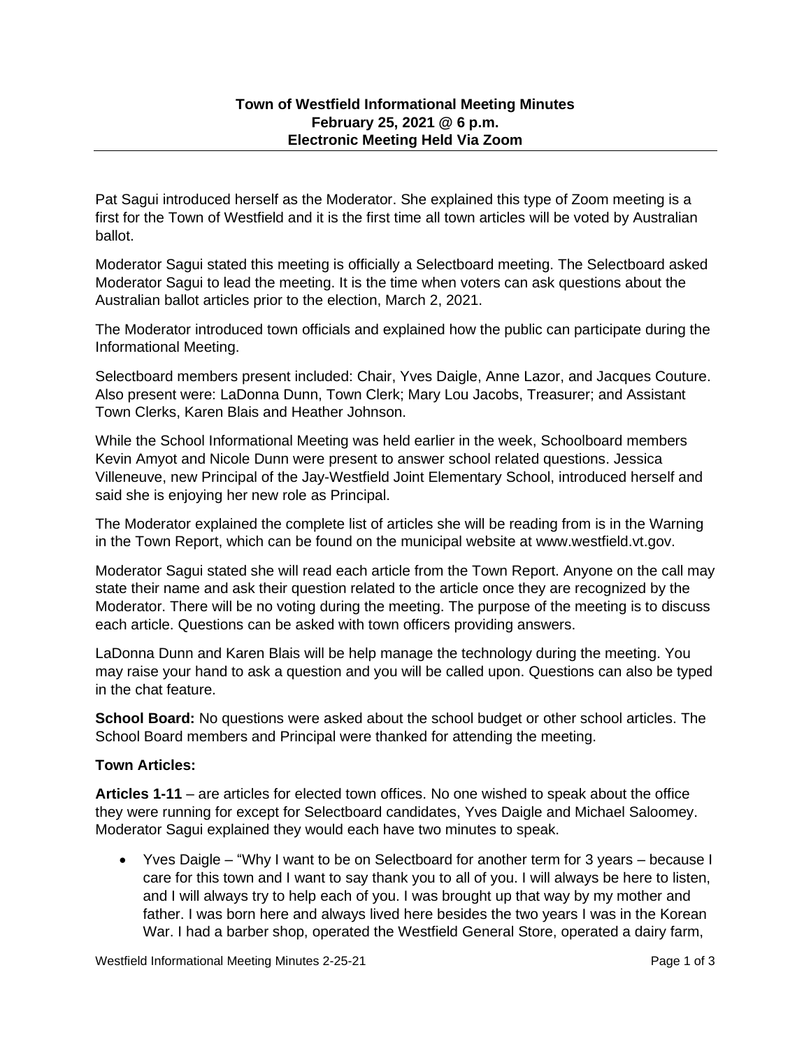**Town of Westfield Informational Meeting Minutes**
**February 25, 2021 @ 6 p.m.**
**Electronic Meeting Held Via Zoom**

---

Pat Sagui introduced herself as the Moderator. She explained this type of Zoom meeting is a first for the Town of Westfield and it is the first time all town articles will be voted by Australian ballot.

Moderator Sagui stated this meeting is officially a Selectboard meeting. The Selectboard asked Moderator Sagui to lead the meeting. It is the time when voters can ask questions about the Australian ballot articles prior to the election, March 2, 2021.

The Moderator introduced town officials and explained how the public can participate during the Informational Meeting.

Selectboard members present included: Chair, Yves Daigle, Anne Lazor, and Jacques Couture. Also present were: LaDonna Dunn, Town Clerk; Mary Lou Jacobs, Treasurer; and Assistant Town Clerks, Karen Blais and Heather Johnson.

While the School Informational Meeting was held earlier in the week, Schoolboard members Kevin Amyot and Nicole Dunn were present to answer school related questions. Jessica Villeneuve, new Principal of the Jay-Westfield Joint Elementary School, introduced herself and said she is enjoying her new role as Principal.

The Moderator explained the complete list of articles she will be reading from is in the Warning in the Town Report, which can be found on the municipal website at www.westfield.vt.gov.

Moderator Sagui stated she will read each article from the Town Report. Anyone on the call may state their name and ask their question related to the article once they are recognized by the Moderator. There will be no voting during the meeting. The purpose of the meeting is to discuss each article. Questions can be asked with town officers providing answers.

LaDonna Dunn and Karen Blais will be help manage the technology during the meeting. You may raise your hand to ask a question and you will be called upon. Questions can also be typed in the chat feature.

**School Board:** No questions were asked about the school budget or other school articles. The School Board members and Principal were thanked for attending the meeting.

**Town Articles:**

**Articles 1-11** – are articles for elected town offices. No one wished to speak about the office they were running for except for Selectboard candidates, Yves Daigle and Michael Saloomey. Moderator Sagui explained they would each have two minutes to speak.

- Yves Daigle – "Why I want to be on Selectboard for another term for 3 years – because I care for this town and I want to say thank you to all of you. I will always be here to listen, and I will always try to help each of you. I was brought up that way by my mother and father. I was born here and always lived here besides the two years I was in the Korean War. I had a barber shop, operated the Westfield General Store, operated a dairy farm,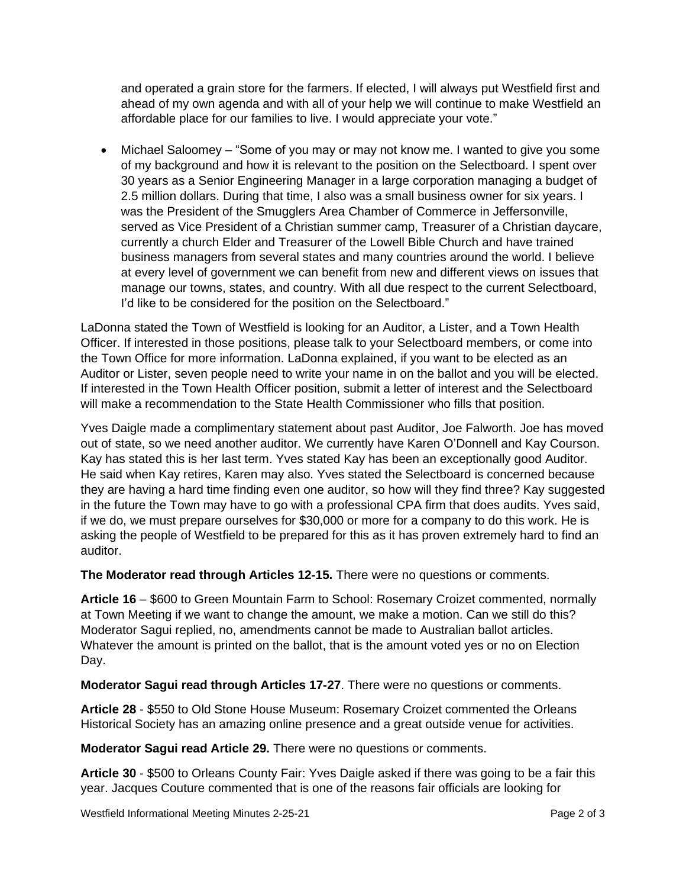and operated a grain store for the farmers. If elected, I will always put Westfield first and ahead of my own agenda and with all of your help we will continue to make Westfield an affordable place for our families to live. I would appreciate your vote."

- Michael Saloomey – "Some of you may or may not know me. I wanted to give you some of my background and how it is relevant to the position on the Selectboard. I spent over 30 years as a Senior Engineering Manager in a large corporation managing a budget of 2.5 million dollars. During that time, I also was a small business owner for six years. I was the President of the Smugglers Area Chamber of Commerce in Jeffersonville, served as Vice President of a Christian summer camp, Treasurer of a Christian daycare, currently a church Elder and Treasurer of the Lowell Bible Church and have trained business managers from several states and many countries around the world. I believe at every level of government we can benefit from new and different views on issues that manage our towns, states, and country. With all due respect to the current Selectboard, I'd like to be considered for the position on the Selectboard."

LaDonna stated the Town of Westfield is looking for an Auditor, a Lister, and a Town Health Officer. If interested in those positions, please talk to your Selectboard members, or come into the Town Office for more information. LaDonna explained, if you want to be elected as an Auditor or Lister, seven people need to write your name in on the ballot and you will be elected. If interested in the Town Health Officer position, submit a letter of interest and the Selectboard will make a recommendation to the State Health Commissioner who fills that position.

Yves Daigle made a complimentary statement about past Auditor, Joe Falworth. Joe has moved out of state, so we need another auditor. We currently have Karen O'Donnell and Kay Courson. Kay has stated this is her last term. Yves stated Kay has been an exceptionally good Auditor. He said when Kay retires, Karen may also. Yves stated the Selectboard is concerned because they are having a hard time finding even one auditor, so how will they find three? Kay suggested in the future the Town may have to go with a professional CPA firm that does audits. Yves said, if we do, we must prepare ourselves for $30,000 or more for a company to do this work. He is asking the people of Westfield to be prepared for this as it has proven extremely hard to find an auditor.

**The Moderator read through Articles 12-15.** There were no questions or comments.

**Article 16** – $600 to Green Mountain Farm to School: Rosemary Croizet commented, normally at Town Meeting if we want to change the amount, we make a motion. Can we still do this? Moderator Sagui replied, no, amendments cannot be made to Australian ballot articles. Whatever the amount is printed on the ballot, that is the amount voted yes or no on Election Day.

**Moderator Sagui read through Articles 17-27**. There were no questions or comments.

**Article 28** - $550 to Old Stone House Museum: Rosemary Croizet commented the Orleans Historical Society has an amazing online presence and a great outside venue for activities.

**Moderator Sagui read Article 29.** There were no questions or comments.

**Article 30** - $500 to Orleans County Fair: Yves Daigle asked if there was going to be a fair this year. Jacques Couture commented that is one of the reasons fair officials are looking for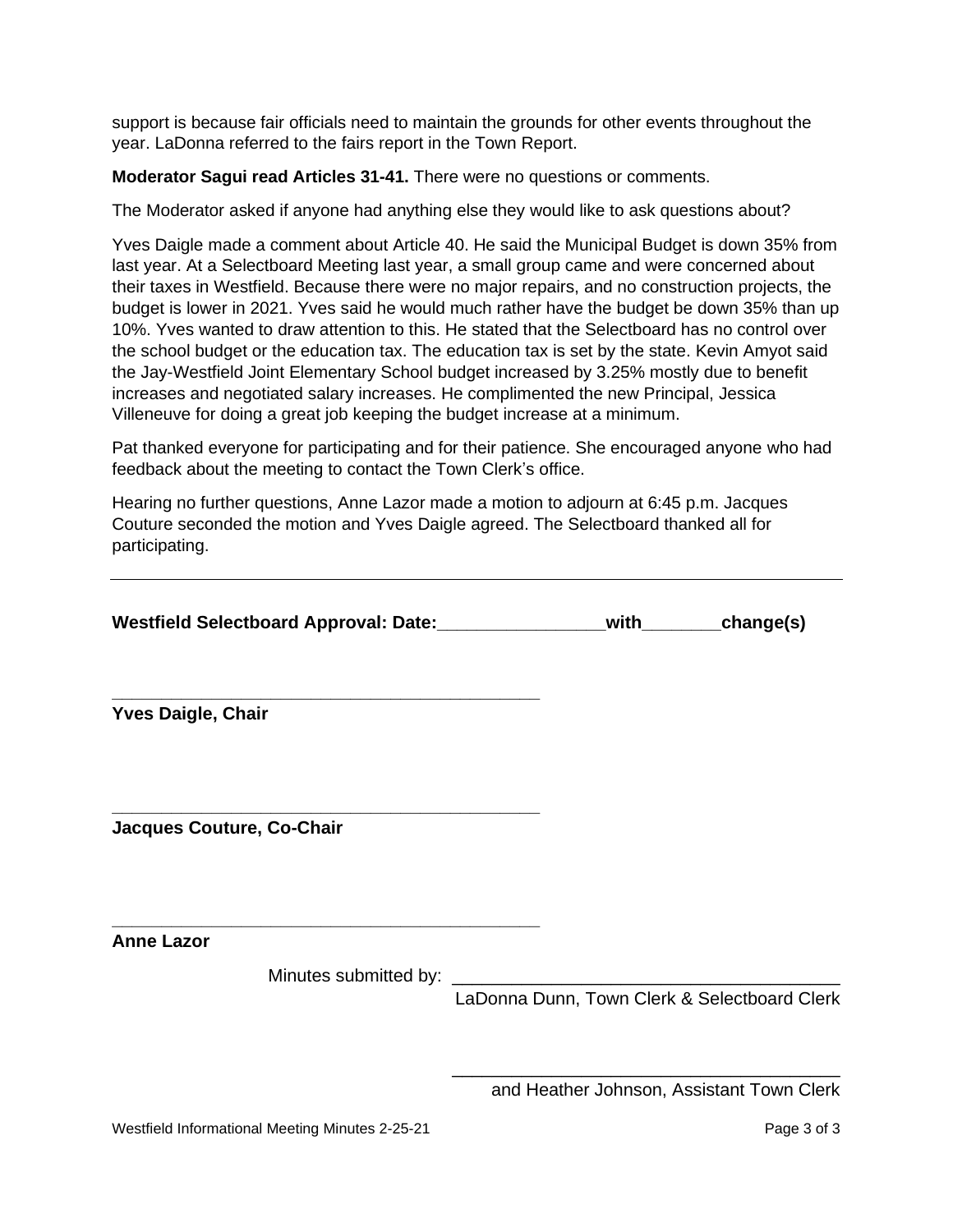support is because fair officials need to maintain the grounds for other events throughout the year. LaDonna referred to the fairs report in the Town Report.

**Moderator Sagui read Articles 31-41.** There were no questions or comments.

The Moderator asked if anyone had anything else they would like to ask questions about?

Yves Daigle made a comment about Article 40. He said the Municipal Budget is down 35% from last year. At a Selectboard Meeting last year, a small group came and were concerned about their taxes in Westfield. Because there were no major repairs, and no construction projects, the budget is lower in 2021. Yves said he would much rather have the budget be down 35% than up 10%. Yves wanted to draw attention to this. He stated that the Selectboard has no control over the school budget or the education tax. The education tax is set by the state. Kevin Amyot said the Jay-Westfield Joint Elementary School budget increased by 3.25% mostly due to benefit increases and negotiated salary increases. He complimented the new Principal, Jessica Villeneuve for doing a great job keeping the budget increase at a minimum.

Pat thanked everyone for participating and for their patience. She encouraged anyone who had feedback about the meeting to contact the Town Clerk's office.

Hearing no further questions, Anne Lazor made a motion to adjourn at 6:45 p.m. Jacques Couture seconded the motion and Yves Daigle agreed. The Selectboard thanked all for participating.

---

**Westfield Selectboard Approval: Date:________________with________change(s)**

____________________________________________
**Yves Daigle, Chair**

____________________________________________
**Jacques Couture, Co-Chair**

____________________________________________
**Anne Lazor**

Minutes submitted by: ______________________________________
LaDonna Dunn, Town Clerk & Selectboard Clerk

______________________________________
and Heather Johnson, Assistant Town Clerk